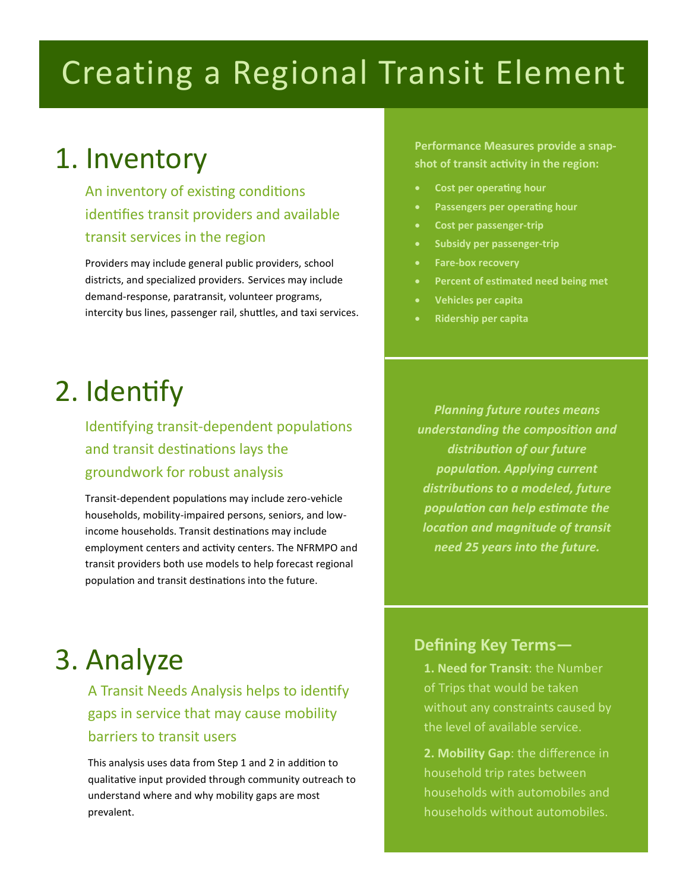# Creating a Regional Transit Element

## 1. Inventory

### An inventory of existing conditions identifies transit providers and available transit services in the region

Providers may include general public providers, school districts, and specialized providers. Services may include demand-response, paratransit, volunteer programs, intercity bus lines, passenger rail, shuttles, and taxi services.

**Performance Measures provide a snap-shot of transit activity in the region:**

- **Cost per operating hour**
- **Passengers per operating hour**
- **Cost per passenger-trip**
- **Subsidy per passenger-trip**
- **Fare-box recovery**
- **Percent of estimated need being met**
- **Vehicles per capita**
- **Ridership per capita**

## 2. Identify

### Identifying transit-dependent populations and transit destinations lays the groundwork for robust analysis

Transit-dependent populations may include zero-vehicle households, mobility-impaired persons, seniors, and low-income households. Transit destinations may include employment centers and activity centers. The NFRMPO and transit providers both use models to help forecast regional population and transit destinations into the future.

***Planning future routes means understanding the composition and distribution of our future population. Applying current distributions to a modeled, future population can help estimate the location and magnitude of transit need 25 years into the future.***

## 3. Analyze

### A Transit Needs Analysis helps to identify gaps in service that may cause mobility barriers to transit users

This analysis uses data from Step 1 and 2 in addition to qualitative input provided through community outreach to understand where and why mobility gaps are most prevalent.

### Defining Key Terms—

**1. Need for Transit**: the Number of Trips that would be taken without any constraints caused by the level of available service.

**2. Mobility Gap**: the difference in household trip rates between households with automobiles and households without automobiles.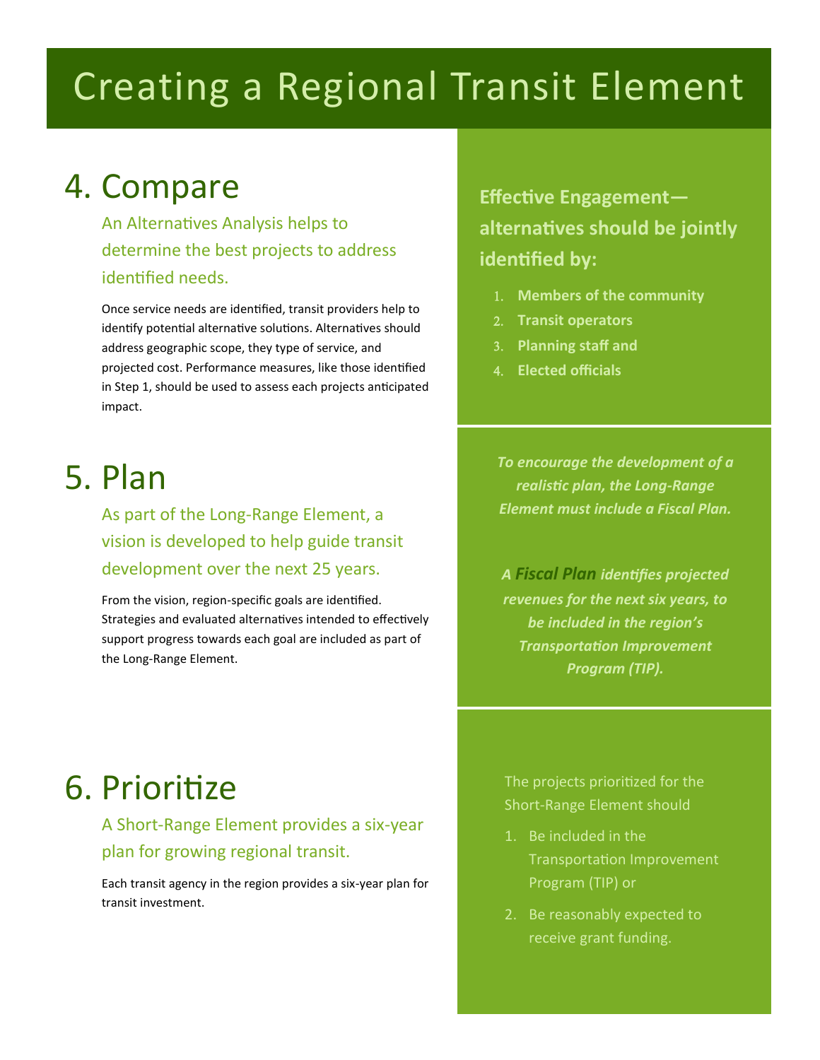# Creating a Regional Transit Element

## 4. Compare

### An Alternatives Analysis helps to determine the best projects to address identified needs.

Once service needs are identified, transit providers help to identify potential alternative solutions. Alternatives should address geographic scope, they type of service, and projected cost. Performance measures, like those identified in Step 1, should be used to assess each projects anticipated impact.

**Effective Engagement—alternatives should be jointly identified by:**

1. **Members of the community**
2. **Transit operators**
3. **Planning staff and**
4. **Elected officials**

## 5. Plan

### As part of the Long-Range Element, a vision is developed to help guide transit development over the next 25 years.

From the vision, region-specific goals are identified. Strategies and evaluated alternatives intended to effectively support progress towards each goal are included as part of the Long-Range Element.

***To encourage the development of a realistic plan, the Long-Range Element must include a Fiscal Plan.***

***A Fiscal Plan identifies projected revenues for the next six years, to be included in the region's Transportation Improvement Program (TIP).***

## 6. Prioritize

### A Short-Range Element provides a six-year plan for growing regional transit.

Each transit agency in the region provides a six-year plan for transit investment.

The projects prioritized for the Short-Range Element should

1. Be included in the Transportation Improvement Program (TIP) or
2. Be reasonably expected to receive grant funding.